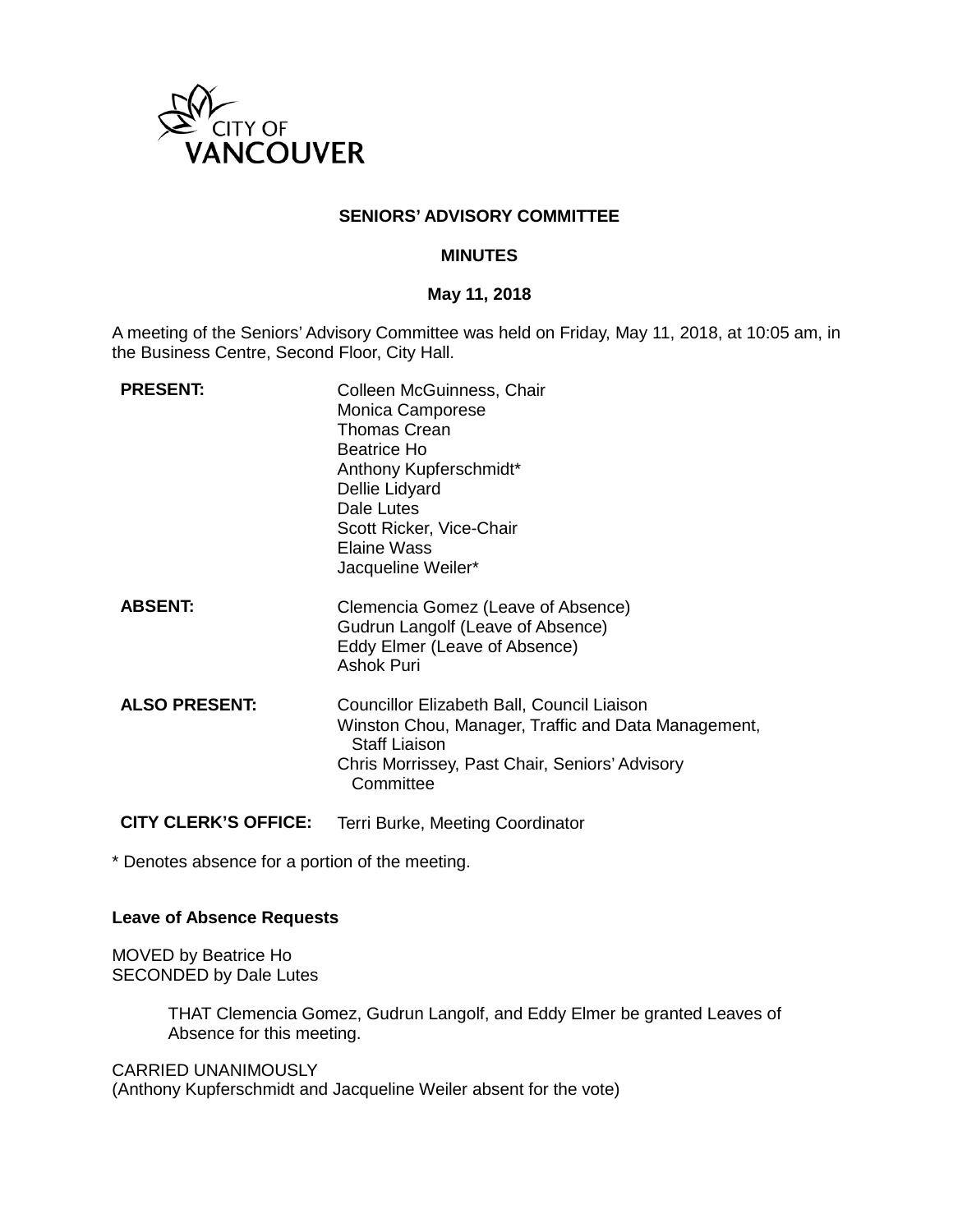CITY OF VANCOUVER

**SENIORS' ADVISORY COMMITTEE**

**MINUTES**

**May 11, 2018**

A meeting of the Seniors' Advisory Committee was held on Friday, May 11, 2018, at 10:05 am, in the Business Centre, Second Floor, City Hall.

| | |
|---|---|
| **PRESENT:** | Colleen McGuinness, Chair<br>Monica Camporese<br>Thomas Crean<br>Beatrice Ho<br>Anthony Kupferschmidt*<br>Dellie Lidyard<br>Dale Lutes<br>Scott Ricker, Vice-Chair<br>Elaine Wass<br>Jacqueline Weiler* |
| **ABSENT:** | Clemencia Gomez (Leave of Absence)<br>Gudrun Langolf (Leave of Absence)<br>Eddy Elmer (Leave of Absence)<br>Ashok Puri |
| **ALSO PRESENT:** | Councillor Elizabeth Ball, Council Liaison<br>Winston Chou, Manager, Traffic and Data Management, Staff Liaison<br>Chris Morrissey, Past Chair, Seniors' Advisory Committee |
| **CITY CLERK'S OFFICE:** | Terri Burke, Meeting Coordinator |

* Denotes absence for a portion of the meeting.

**Leave of Absence Requests**

MOVED by Beatrice Ho
SECONDED by Dale Lutes

> THAT Clemencia Gomez, Gudrun Langolf, and Eddy Elmer be granted Leaves of Absence for this meeting.

CARRIED UNANIMOUSLY
(Anthony Kupferschmidt and Jacqueline Weiler absent for the vote)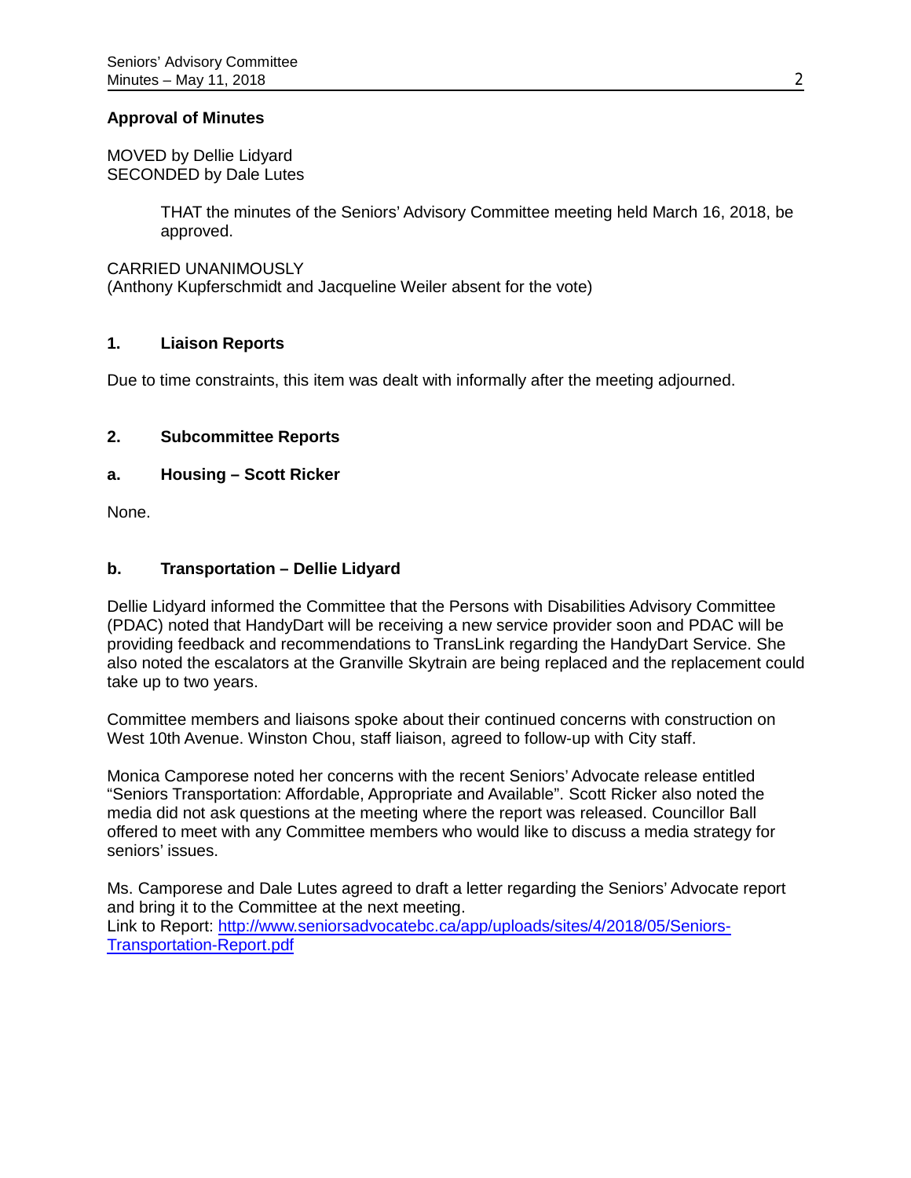**Approval of Minutes**

MOVED by Dellie Lidyard
SECONDED by Dale Lutes

> THAT the minutes of the Seniors' Advisory Committee meeting held March 16, 2018, be approved.

CARRIED UNANIMOUSLY
(Anthony Kupferschmidt and Jacqueline Weiler absent for the vote)

## 1. Liaison Reports

Due to time constraints, this item was dealt with informally after the meeting adjourned.

## 2. Subcommittee Reports

### a. Housing – Scott Ricker

None.

### b. Transportation – Dellie Lidyard

Dellie Lidyard informed the Committee that the Persons with Disabilities Advisory Committee (PDAC) noted that HandyDart will be receiving a new service provider soon and PDAC will be providing feedback and recommendations to TransLink regarding the HandyDart Service. She also noted the escalators at the Granville Skytrain are being replaced and the replacement could take up to two years.

Committee members and liaisons spoke about their continued concerns with construction on West 10th Avenue. Winston Chou, staff liaison, agreed to follow-up with City staff.

Monica Camporese noted her concerns with the recent Seniors' Advocate release entitled "Seniors Transportation: Affordable, Appropriate and Available". Scott Ricker also noted the media did not ask questions at the meeting where the report was released. Councillor Ball offered to meet with any Committee members who would like to discuss a media strategy for seniors' issues.

Ms. Camporese and Dale Lutes agreed to draft a letter regarding the Seniors' Advocate report and bring it to the Committee at the next meeting.
Link to Report: [http://www.seniorsadvocatebc.ca/app/uploads/sites/4/2018/05/Seniors-Transportation-Report.pdf](http://www.seniorsadvocatebc.ca/app/uploads/sites/4/2018/05/Seniors-Transportation-Report.pdf)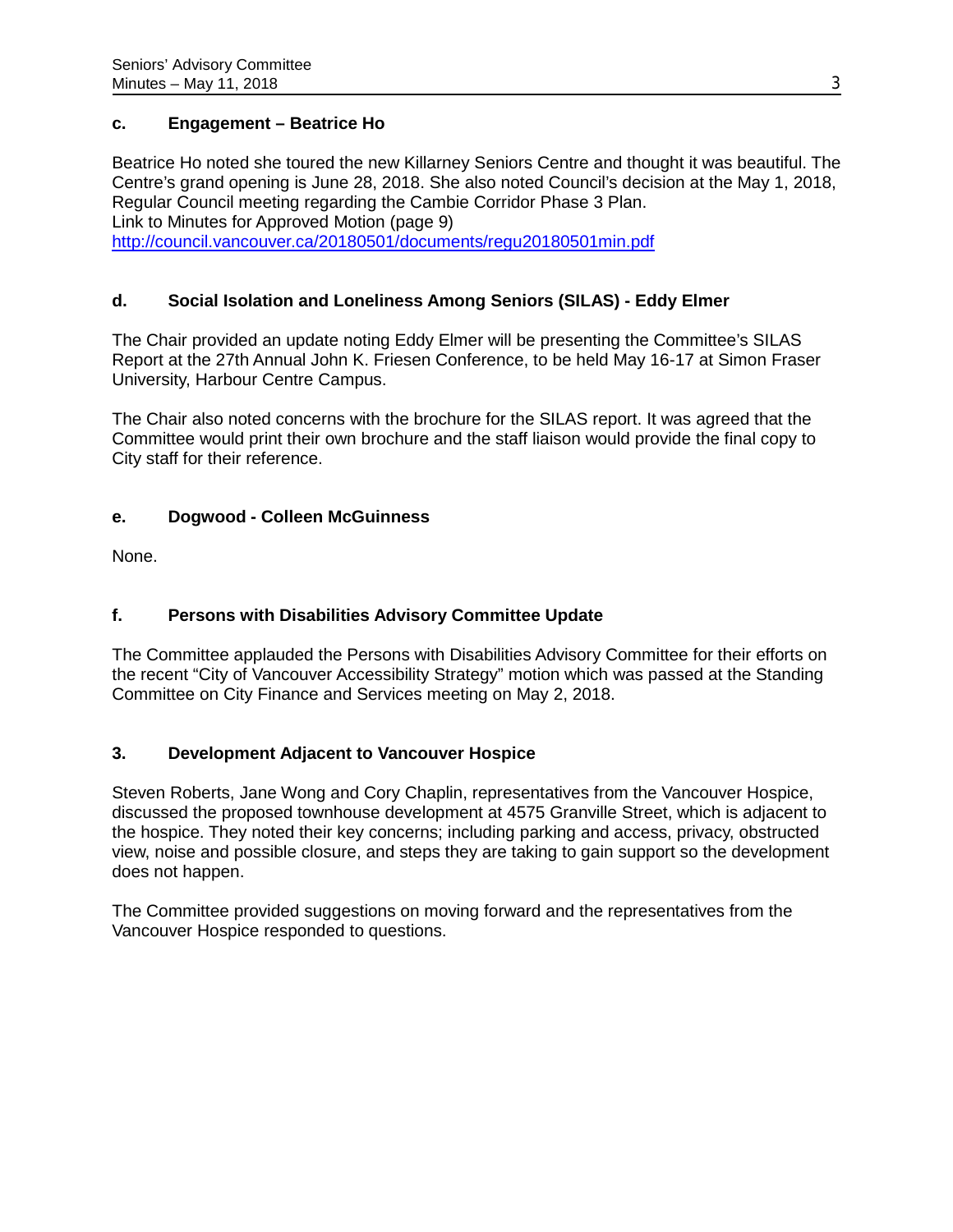### c. Engagement – Beatrice Ho

Beatrice Ho noted she toured the new Killarney Seniors Centre and thought it was beautiful. The Centre's grand opening is June 28, 2018. She also noted Council's decision at the May 1, 2018, Regular Council meeting regarding the Cambie Corridor Phase 3 Plan.
Link to Minutes for Approved Motion (page 9)
http://council.vancouver.ca/20180501/documents/regu20180501min.pdf

### d. Social Isolation and Loneliness Among Seniors (SILAS) - Eddy Elmer

The Chair provided an update noting Eddy Elmer will be presenting the Committee's SILAS Report at the 27th Annual John K. Friesen Conference, to be held May 16-17 at Simon Fraser University, Harbour Centre Campus.

The Chair also noted concerns with the brochure for the SILAS report. It was agreed that the Committee would print their own brochure and the staff liaison would provide the final copy to City staff for their reference.

### e. Dogwood - Colleen McGuinness

None.

### f. Persons with Disabilities Advisory Committee Update

The Committee applauded the Persons with Disabilities Advisory Committee for their efforts on the recent "City of Vancouver Accessibility Strategy" motion which was passed at the Standing Committee on City Finance and Services meeting on May 2, 2018.

## 3. Development Adjacent to Vancouver Hospice

Steven Roberts, Jane Wong and Cory Chaplin, representatives from the Vancouver Hospice, discussed the proposed townhouse development at 4575 Granville Street, which is adjacent to the hospice. They noted their key concerns; including parking and access, privacy, obstructed view, noise and possible closure, and steps they are taking to gain support so the development does not happen.

The Committee provided suggestions on moving forward and the representatives from the Vancouver Hospice responded to questions.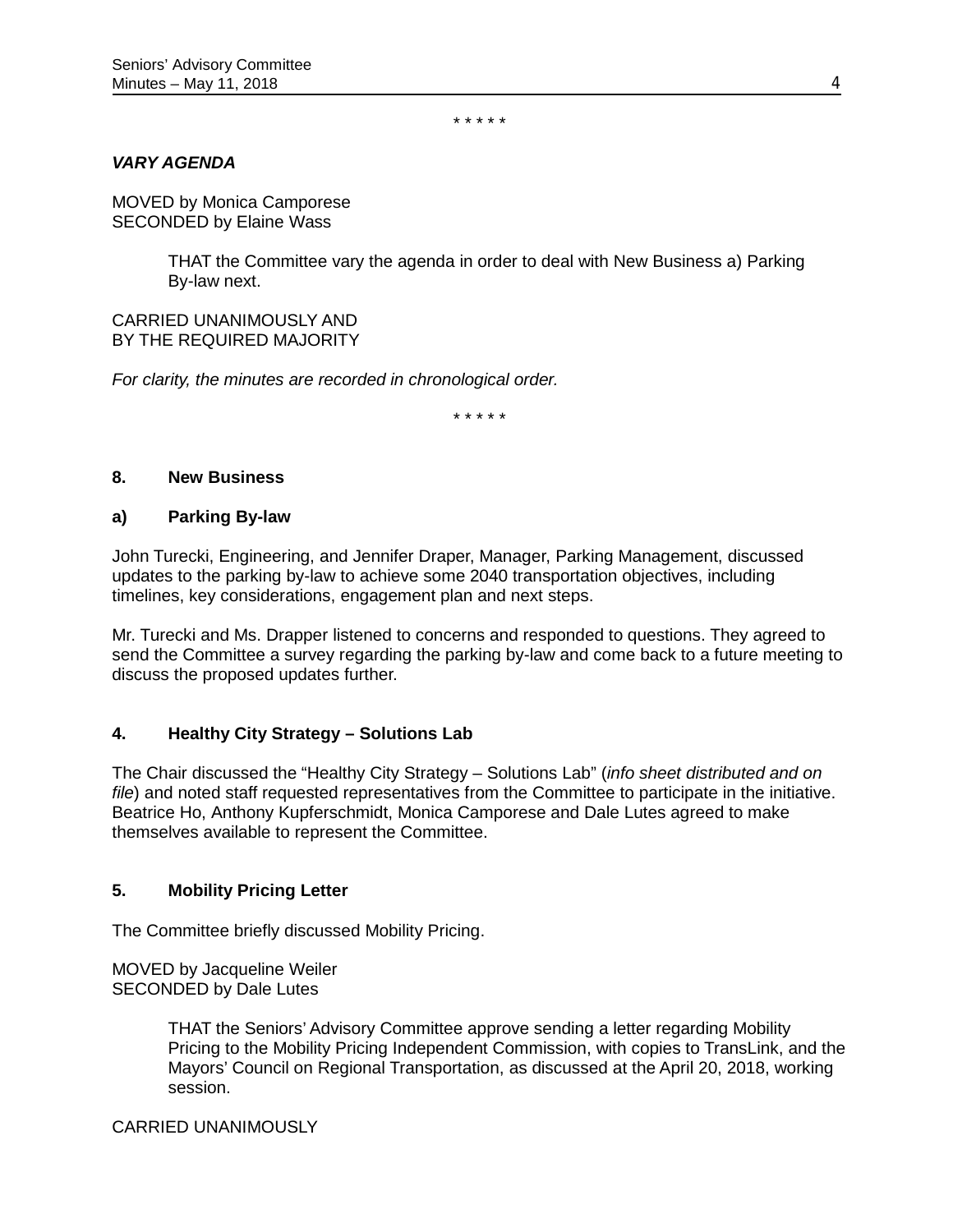\* \* \* \* \*

***VARY AGENDA***

MOVED by Monica Camporese
SECONDED by Elaine Wass

> THAT the Committee vary the agenda in order to deal with New Business a) Parking By-law next.

CARRIED UNANIMOUSLY AND
BY THE REQUIRED MAJORITY

*For clarity, the minutes are recorded in chronological order.*

\* \* \* \* \*

### 8. New Business

#### a) Parking By-law

John Turecki, Engineering, and Jennifer Draper, Manager, Parking Management, discussed updates to the parking by-law to achieve some 2040 transportation objectives, including timelines, key considerations, engagement plan and next steps.

Mr. Turecki and Ms. Drapper listened to concerns and responded to questions. They agreed to send the Committee a survey regarding the parking by-law and come back to a future meeting to discuss the proposed updates further.

### 4. Healthy City Strategy – Solutions Lab

The Chair discussed the "Healthy City Strategy – Solutions Lab" (*info sheet distributed and on file*) and noted staff requested representatives from the Committee to participate in the initiative. Beatrice Ho, Anthony Kupferschmidt, Monica Camporese and Dale Lutes agreed to make themselves available to represent the Committee.

### 5. Mobility Pricing Letter

The Committee briefly discussed Mobility Pricing.

MOVED by Jacqueline Weiler
SECONDED by Dale Lutes

> THAT the Seniors' Advisory Committee approve sending a letter regarding Mobility Pricing to the Mobility Pricing Independent Commission, with copies to TransLink, and the Mayors' Council on Regional Transportation, as discussed at the April 20, 2018, working session.

CARRIED UNANIMOUSLY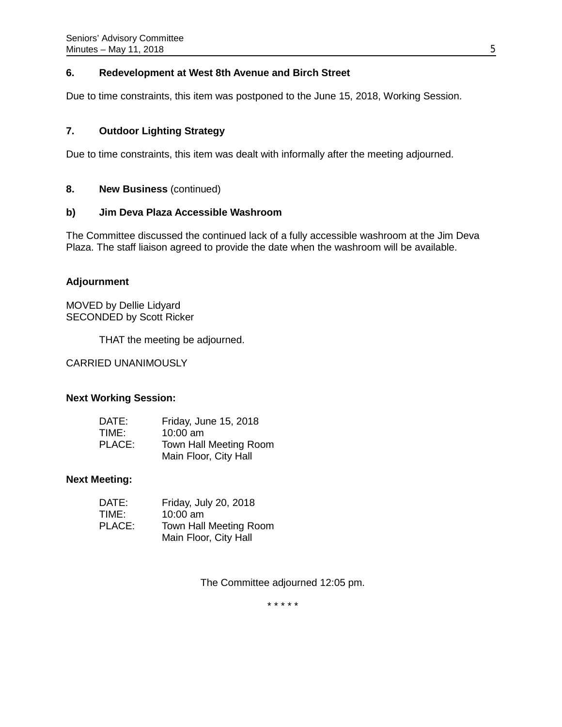### 6. Redevelopment at West 8th Avenue and Birch Street

Due to time constraints, this item was postponed to the June 15, 2018, Working Session.

### 7. Outdoor Lighting Strategy

Due to time constraints, this item was dealt with informally after the meeting adjourned.

### 8. New Business (continued)

**b) Jim Deva Plaza Accessible Washroom**

The Committee discussed the continued lack of a fully accessible washroom at the Jim Deva Plaza. The staff liaison agreed to provide the date when the washroom will be available.

### Adjournment

MOVED by Dellie Lidyard
SECONDED by Scott Ricker

THAT the meeting be adjourned.

CARRIED UNANIMOUSLY

**Next Working Session:**

| | |
|---|---|
| DATE: | Friday, June 15, 2018 |
| TIME: | 10:00 am |
| PLACE: | Town Hall Meeting Room<br>Main Floor, City Hall |

**Next Meeting:**

| | |
|---|---|
| DATE: | Friday, July 20, 2018 |
| TIME: | 10:00 am |
| PLACE: | Town Hall Meeting Room<br>Main Floor, City Hall |

The Committee adjourned 12:05 pm.

* * * * *